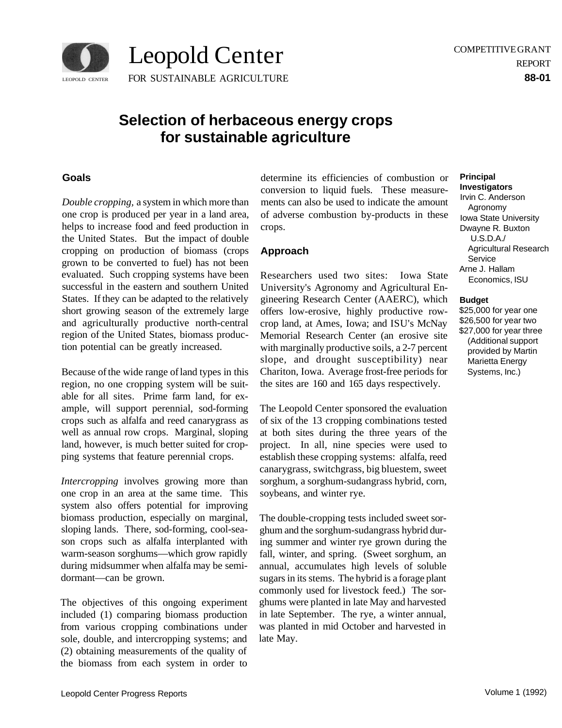Leopold Center

FOR SUSTAINABLE AGRICULTURE

COMPETITIVE GRANT REPORT
**88-01**

# Selection of herbaceous energy crops for sustainable agriculture

**Principal Investigators**
Irvin C. Anderson
Agronomy
Iowa State University
Dwayne R. Buxton
U.S.D.A./
Agricultural Research Service
Arne J. Hallam
Economics, ISU

**Budget**
$25,000 for year one
$26,500 for year two
$27,000 for year three
(Additional support provided by Martin Marietta Energy Systems, Inc.)

## Goals

*Double cropping,* a system in which more than one crop is produced per year in a land area, helps to increase food and feed production in the United States. But the impact of double cropping on production of biomass (crops grown to be converted to fuel) has not been evaluated. Such cropping systems have been successful in the eastern and southern United States. If they can be adapted to the relatively short growing season of the extremely large and agriculturally productive north-central region of the United States, biomass production potential can be greatly increased.

Because of the wide range of land types in this region, no one cropping system will be suitable for all sites. Prime farm land, for example, will support perennial, sod-forming crops such as alfalfa and reed canarygrass as well as annual row crops. Marginal, sloping land, however, is much better suited for cropping systems that feature perennial crops.

*Intercropping* involves growing more than one crop in an area at the same time. This system also offers potential for improving biomass production, especially on marginal, sloping lands. There, sod-forming, cool-season crops such as alfalfa interplanted with warm-season sorghums—which grow rapidly during midsummer when alfalfa may be semi-dormant—can be grown.

The objectives of this ongoing experiment included (1) comparing biomass production from various cropping combinations under sole, double, and intercropping systems; and (2) obtaining measurements of the quality of the biomass from each system in order to determine its efficiencies of combustion or conversion to liquid fuels. These measurements can also be used to indicate the amount of adverse combustion by-products in these crops.

## Approach

Researchers used two sites: Iowa State University's Agronomy and Agricultural Engineering Research Center (AAERC), which offers low-erosive, highly productive row-crop land, at Ames, Iowa; and ISU's McNay Memorial Research Center (an erosive site with marginally productive soils, a 2-7 percent slope, and drought susceptibility) near Chariton, Iowa. Average frost-free periods for the sites are 160 and 165 days respectively.

The Leopold Center sponsored the evaluation of six of the 13 cropping combinations tested at both sites during the three years of the project. In all, nine species were used to establish these cropping systems: alfalfa, reed canarygrass, switchgrass, big bluestem, sweet sorghum, a sorghum-sudangrass hybrid, corn, soybeans, and winter rye.

The double-cropping tests included sweet sorghum and the sorghum-sudangrass hybrid during summer and winter rye grown during the fall, winter, and spring. (Sweet sorghum, an annual, accumulates high levels of soluble sugars in its stems. The hybrid is a forage plant commonly used for livestock feed.) The sorghums were planted in late May and harvested in late September. The rye, a winter annual, was planted in mid October and harvested in late May.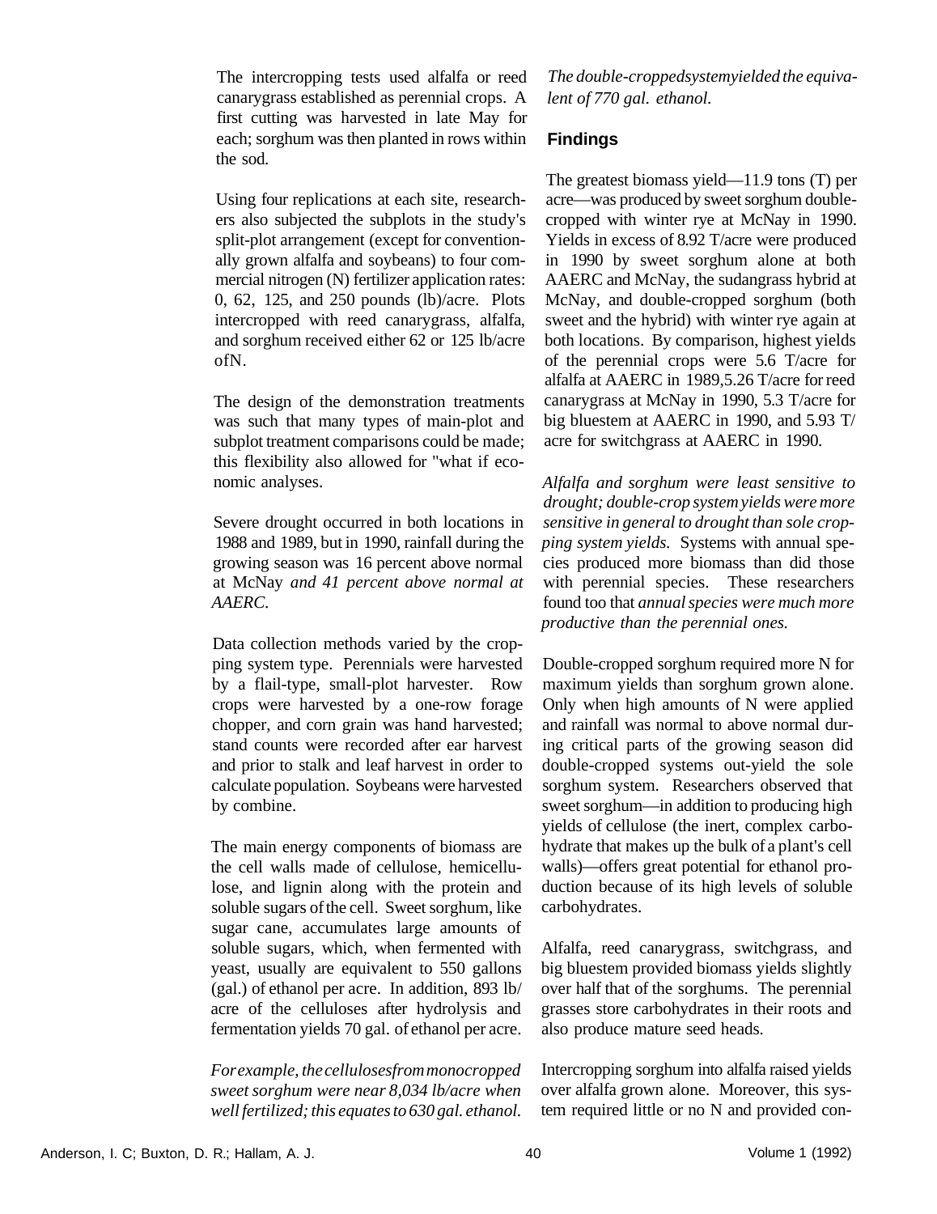The intercropping tests used alfalfa or reed canarygrass established as perennial crops. A first cutting was harvested in late May for each; sorghum was then planted in rows within the sod.

Using four replications at each site, researchers also subjected the subplots in the study's split-plot arrangement (except for conventionally grown alfalfa and soybeans) to four commercial nitrogen (N) fertilizer application rates: 0, 62, 125, and 250 pounds (lb)/acre. Plots intercropped with reed canarygrass, alfalfa, and sorghum received either 62 or 125 lb/acre ofN.

The design of the demonstration treatments was such that many types of main-plot and subplot treatment comparisons could be made; this flexibility also allowed for "what if economic analyses.

Severe drought occurred in both locations in 1988 and 1989, but in 1990, rainfall during the growing season was 16 percent above normal at McNay *and 41 percent above normal at AAERC.*

Data collection methods varied by the cropping system type. Perennials were harvested by a flail-type, small-plot harvester. Row crops were harvested by a one-row forage chopper, and corn grain was hand harvested; stand counts were recorded after ear harvest and prior to stalk and leaf harvest in order to calculate population. Soybeans were harvested by combine.

The main energy components of biomass are the cell walls made of cellulose, hemicellulose, and lignin along with the protein and soluble sugars ofthe cell. Sweet sorghum, like sugar cane, accumulates large amounts of soluble sugars, which, when fermented with yeast, usually are equivalent to 550 gallons (gal.) of ethanol per acre. In addition, 893 lb/acre of the celluloses after hydrolysis and fermentation yields 70 gal. of ethanol per acre.

*For example, the celluloses from monocropped sweet sorghum were near 8,034 lb/acre when well fertilized; this equates to 630 gal. ethanol. The double-cropped system yielded the equivalent of 770 gal. ethanol.*

### Findings

The greatest biomass yield—11.9 tons (T) per acre—was produced by sweet sorghum double-cropped with winter rye at McNay in 1990. Yields in excess of 8.92 T/acre were produced in 1990 by sweet sorghum alone at both AAERC and McNay, the sudangrass hybrid at McNay, and double-cropped sorghum (both sweet and the hybrid) with winter rye again at both locations. By comparison, highest yields of the perennial crops were 5.6 T/acre for alfalfa at AAERC in 1989,5.26 T/acre for reed canarygrass at McNay in 1990, 5.3 T/acre for big bluestem at AAERC in 1990, and 5.93 T/acre for switchgrass at AAERC in 1990.

*Alfalfa and sorghum were least sensitive to drought; double-crop system yields were more sensitive in general to drought than sole cropping system yields.* Systems with annual species produced more biomass than did those with perennial species. These researchers found too that *annual species were much more productive than the perennial ones.*

Double-cropped sorghum required more N for maximum yields than sorghum grown alone. Only when high amounts of N were applied and rainfall was normal to above normal during critical parts of the growing season did double-cropped systems out-yield the sole sorghum system. Researchers observed that sweet sorghum—in addition to producing high yields of cellulose (the inert, complex carbohydrate that makes up the bulk of a plant's cell walls)—offers great potential for ethanol production because of its high levels of soluble carbohydrates.

Alfalfa, reed canarygrass, switchgrass, and big bluestem provided biomass yields slightly over half that of the sorghums. The perennial grasses store carbohydrates in their roots and also produce mature seed heads.

Intercropping sorghum into alfalfa raised yields over alfalfa grown alone. Moreover, this system required little or no N and provided con-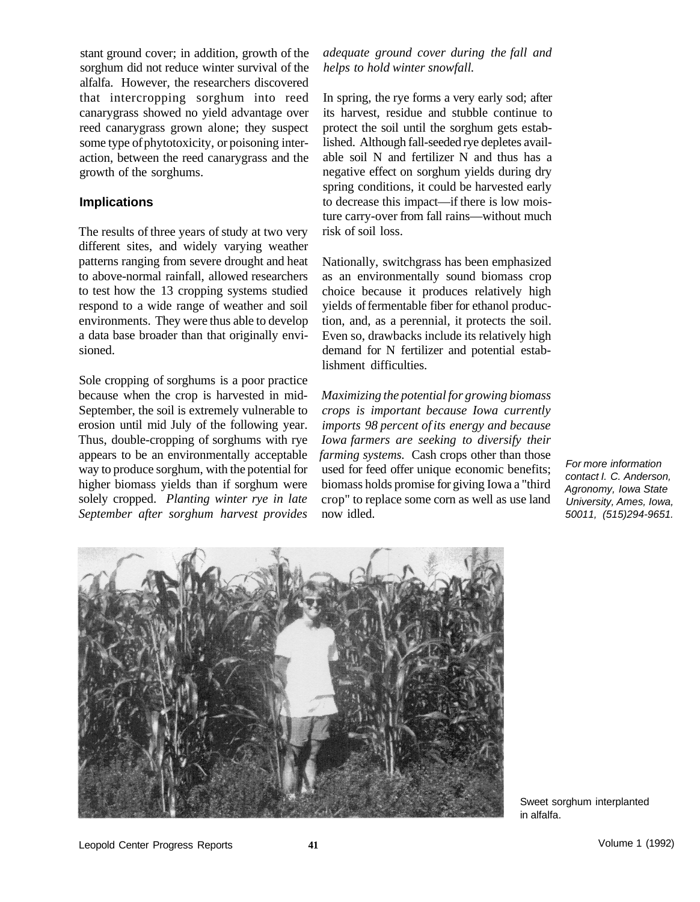stant ground cover; in addition, growth of the sorghum did not reduce winter survival of the alfalfa. However, the researchers discovered that intercropping sorghum into reed canarygrass showed no yield advantage over reed canarygrass grown alone; they suspect some type of phytotoxicity, or poisoning interaction, between the reed canarygrass and the growth of the sorghums.

## Implications

The results of three years of study at two very different sites, and widely varying weather patterns ranging from severe drought and heat to above-normal rainfall, allowed researchers to test how the 13 cropping systems studied respond to a wide range of weather and soil environments. They were thus able to develop a data base broader than that originally envisioned.

Sole cropping of sorghums is a poor practice because when the crop is harvested in mid-September, the soil is extremely vulnerable to erosion until mid July of the following year. Thus, double-cropping of sorghums with rye appears to be an environmentally acceptable way to produce sorghum, with the potential for higher biomass yields than if sorghum were solely cropped. *Planting winter rye in late September after sorghum harvest provides adequate ground cover during the fall and helps to hold winter snowfall.*

In spring, the rye forms a very early sod; after its harvest, residue and stubble continue to protect the soil until the sorghum gets established. Although fall-seeded rye depletes available soil N and fertilizer N and thus has a negative effect on sorghum yields during dry spring conditions, it could be harvested early to decrease this impact—if there is low moisture carry-over from fall rains—without much risk of soil loss.

Nationally, switchgrass has been emphasized as an environmentally sound biomass crop choice because it produces relatively high yields of fermentable fiber for ethanol production, and, as a perennial, it protects the soil. Even so, drawbacks include its relatively high demand for N fertilizer and potential establishment difficulties.

*Maximizing the potential for growing biomass crops is important because Iowa currently imports 98 percent of its energy and because Iowa farmers are seeking to diversify their farming systems.* Cash crops other than those used for feed offer unique economic benefits; biomass holds promise for giving Iowa a "third crop" to replace some corn as well as use land now idled.

*For more information contact I. C. Anderson, Agronomy, Iowa State University, Ames, Iowa, 50011, (515)294-9651.*

Sweet sorghum interplanted in alfalfa.